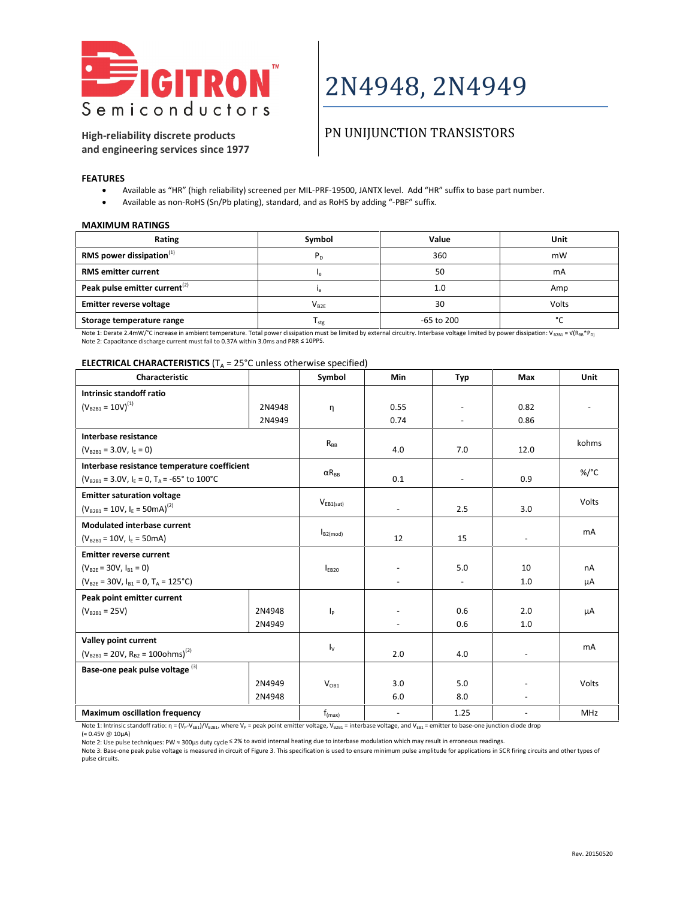# DIGITRON Semiconductors

**High-reliability discrete products and engineering services since 1977**

# 2N4948, 2N4949

## PN UNIJUNCTION TRANSISTORS

### FEATURES

- Available as "HR" (high reliability) screened per MIL-PRF-19500, JANTX level. Add "HR" suffix to base part number.
- Available as non-RoHS (Sn/Pb plating), standard, and as RoHS by adding "-PBF" suffix.

### MAXIMUM RATINGS

| Rating | Symbol | Value | Unit |
|---|---|---|---|
| **RMS power dissipation**[1] | $P_D$ | 360 | mW |
| **RMS emitter current** | $I_e$ | 50 | mA |
| **Peak pulse emitter current**[2] | $i_e$ | 1.0 | Amp |
| **Emitter reverse voltage** | $V_{B2E}$ | 30 | Volts |
| **Storage temperature range** | $T_{stg}$ | -65 to 200 | °C |

Note 1: Derate 2.4mW/°C increase in ambient temperature. Total power dissipation must be limited by external circuitry. Interbase voltage limited by power dissipation: $V_{B2B1} = \sqrt{(R_{BB} * P_D)}$
Note 2: Capacitance discharge current must fail to 0.37A within 3.0ms and PRR ≤ 10PPS.

### ELECTRICAL CHARACTERISTICS ($T_A$ = 25°C unless otherwise specified)

| Characteristic | | Symbol | Min | Typ | Max | Unit |
|---|---|---|---|---|---|---|
| **Intrinsic standoff ratio** ($V_{B2B1}$ = 10V)[1] | 2N4948 | η | 0.55 | - | 0.82 | - |
| | 2N4949 | | 0.74 | - | 0.86 | |
| **Interbase resistance** ($V_{B2B1}$ = 3.0V, $I_E$ = 0) | | $R_{BB}$ | 4.0 | 7.0 | 12.0 | kohms |
| **Interbase resistance temperature coefficient** ($V_{B2B1}$ = 3.0V, $I_E$ = 0, $T_A$ = -65° to 100°C) | | $\alpha R_{BB}$ | 0.1 | - | 0.9 | %/°C |
| **Emitter saturation voltage** ($V_{B2B1}$ = 10V, $I_E$ = 50mA)[2] | | $V_{EB1(sat)}$ | - | 2.5 | 3.0 | Volts |
| **Modulated interbase current** ($V_{B2B1}$ = 10V, $I_E$ = 50mA) | | $I_{B2(mod)}$ | 12 | 15 | - | mA |
| **Emitter reverse current** ($V_{B2E}$ = 30V, $I_{B1}$ = 0) | | $I_{EB2O}$ | - | 5.0 | 10 | nA |
| ($V_{B2E}$ = 30V, $I_{B1}$ = 0, $T_A$ = 125°C) | | | - | - | 1.0 | µA |
| **Peak point emitter current** ($V_{B2B1}$ = 25V) | 2N4948 | $I_P$ | - | 0.6 | 2.0 | µA |
| | 2N4949 | | - | 0.6 | 1.0 | |
| **Valley point current** ($V_{B2B1}$ = 20V, $R_{B2}$ = 100ohms)[2] | | $I_V$ | 2.0 | 4.0 | - | mA |
| **Base-one peak pulse voltage**[3] | 2N4949 | $V_{OB1}$ | 3.0 | 5.0 | - | Volts |
| | 2N4948 | | 6.0 | 8.0 | - | |
| **Maximum oscillation frequency** | | $f_{(max)}$ | - | 1.25 | - | MHz |

Note 1: Intrinsic standoff ratio: $\eta = (V_P - V_{EB1})/V_{B2B1}$, where $V_P$ = peak point emitter voltage, $V_{B2B1}$ = interbase voltage, and $V_{EB1}$ = emitter to base-one junction diode drop (≈ 0.45V @ 10µA)
Note 2: Use pulse techniques: PW ≈ 300µs duty cycle ≤ 2% to avoid internal heating due to interbase modulation which may result in erroneous readings.
Note 3: Base-one peak pulse voltage is measured in circuit of Figure 3. This specification is used to ensure minimum pulse amplitude for applications in SCR firing circuits and other types of pulse circuits.

Rev. 20150520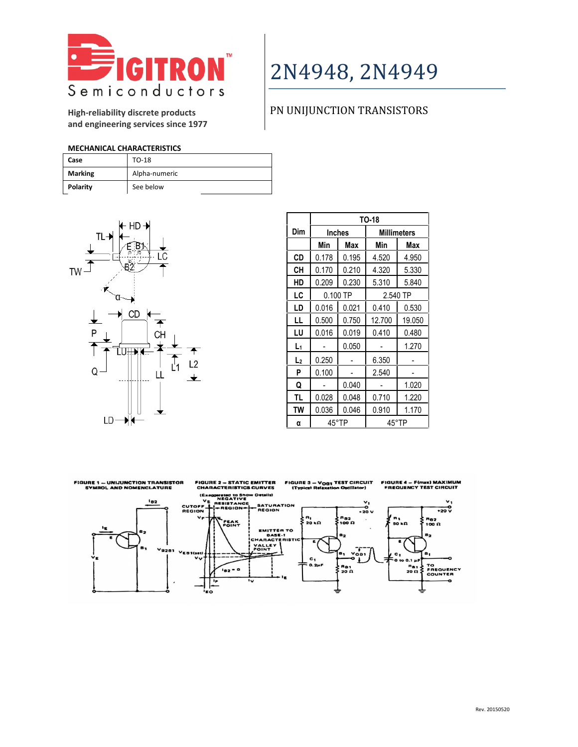# 2N4948, 2N4949

## PN UNIJUNCTION TRANSISTORS

High-reliability discrete products and engineering services since 1977

### MECHANICAL CHARACTERISTICS

| | |
|---|---|
| **Case** | TO-18 |
| **Marking** | Alpha-numeric |
| **Polarity** | See below |

TL HD E B1 LC TW B2 α CD P CH LU Q L1 L2 LL LD

| Dim | TO-18 | | | |
|---|---|---|---|---|
| | Inches | | Millimeters | |
| | Min | Max | Min | Max |
| CD | 0.178 | 0.195 | 4.520 | 4.950 |
| CH | 0.170 | 0.210 | 4.320 | 5.330 |
| HD | 0.209 | 0.230 | 5.310 | 5.840 |
| LC | 0.100 TP | | 2.540 TP | |
| LD | 0.016 | 0.021 | 0.410 | 0.530 |
| LL | 0.500 | 0.750 | 12.700 | 19.050 |
| LU | 0.016 | 0.019 | 0.410 | 0.480 |
| $L_1$ | - | 0.050 | - | 1.270 |
| $L_2$ | 0.250 | - | 6.350 | - |
| P | 0.100 | - | 2.540 | - |
| Q | - | 0.040 | - | 1.020 |
| TL | 0.028 | 0.048 | 0.710 | 1.220 |
| TW | 0.036 | 0.046 | 0.910 | 1.170 |
| α | 45°TP | | 45°TP | |

FIGURE 1 — UNIJUNCTION TRANSISTOR SYMBOL AND NOMENCLATURE

$I_{B2}$ $I_E$ E $B_2$ $B_1$ $V_E$ $V_{B2B1}$

FIGURE 2 — STATIC EMITTER CHARACTERISTICS CURVES (Exaggerated to Show Details)

$V_E$ CUTOFF REGION NEGATIVE RESISTANCE REGION SATURATION REGION $V_P$ PEAK POINT EMITTER TO BASE-1 CHARACTERISTIC VALLEY POINT $V_{EB1(sat)}$ $V_V$ $I_{B2} = 0$ $I_P$ $I_V$ $I_E$ $I_{EO}$

FIGURE 3 — $V_{OB1}$ TEST CIRCUIT (Typical Relaxation Oscillator)

$V_1$ +20 V $R_1$ 20 kΩ $R_{B2}$ 100 Ω E $B_2$ $B_1$ $V_{OB1}$ $C_1$ 0.2 μF $R_{B1}$ 20 Ω

FIGURE 4 — F(max) MAXIMUM FREQUENCY TEST CIRCUIT

$V_1$ +20 V $R_1$ 50 kΩ $R_{B2}$ 100 Ω E $B_2$ $B_1$ $C_1$ 0 to 0.1 μF $R_{B1}$ 20 Ω TO FREQUENCY COUNTER

Rev. 20150520